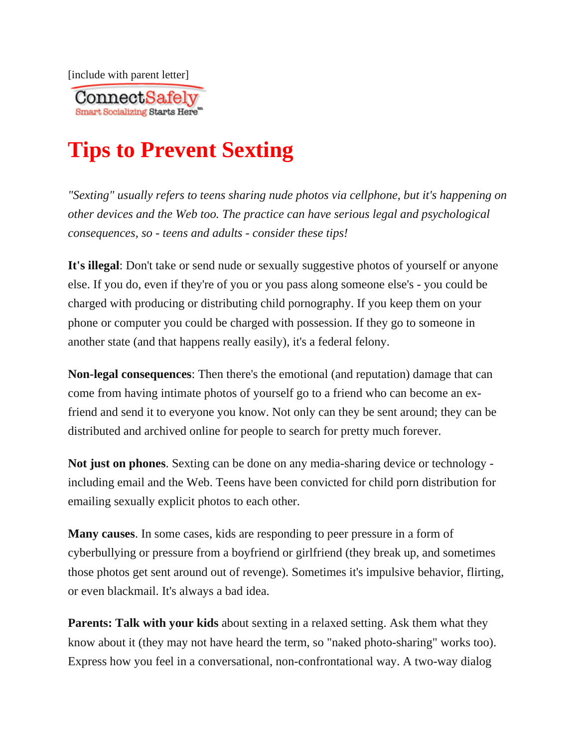[include with parent letter]

ConnectSafely
Smart Socializing Starts Here™

# Tips to Prevent Sexting

*"Sexting" usually refers to teens sharing nude photos via cellphone, but it's happening on other devices and the Web too. The practice can have serious legal and psychological consequences, so - teens and adults - consider these tips!*

**It's illegal**: Don't take or send nude or sexually suggestive photos of yourself or anyone else. If you do, even if they're of you or you pass along someone else's - you could be charged with producing or distributing child pornography. If you keep them on your phone or computer you could be charged with possession. If they go to someone in another state (and that happens really easily), it's a federal felony.

**Non-legal consequences**: Then there's the emotional (and reputation) damage that can come from having intimate photos of yourself go to a friend who can become an ex-friend and send it to everyone you know. Not only can they be sent around; they can be distributed and archived online for people to search for pretty much forever.

**Not just on phones**. Sexting can be done on any media-sharing device or technology - including email and the Web. Teens have been convicted for child porn distribution for emailing sexually explicit photos to each other.

**Many causes**. In some cases, kids are responding to peer pressure in a form of cyberbullying or pressure from a boyfriend or girlfriend (they break up, and sometimes those photos get sent around out of revenge). Sometimes it's impulsive behavior, flirting, or even blackmail. It's always a bad idea.

**Parents: Talk with your kids** about sexting in a relaxed setting. Ask them what they know about it (they may not have heard the term, so "naked photo-sharing" works too). Express how you feel in a conversational, non-confrontational way. A two-way dialog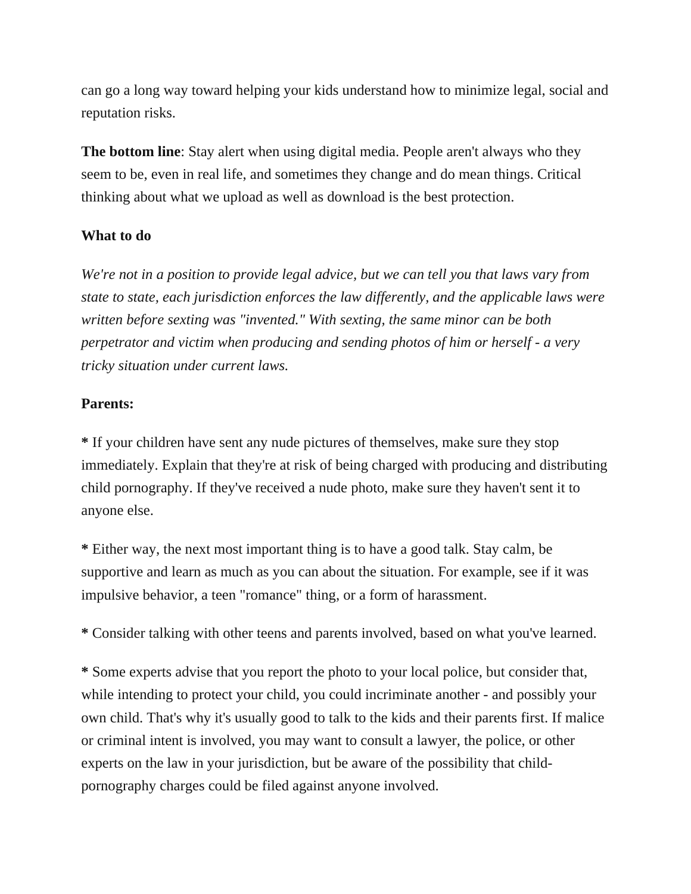can go a long way toward helping your kids understand how to minimize legal, social and reputation risks.

**The bottom line**: Stay alert when using digital media. People aren't always who they seem to be, even in real life, and sometimes they change and do mean things. Critical thinking about what we upload as well as download is the best protection.

**What to do**

*We're not in a position to provide legal advice, but we can tell you that laws vary from state to state, each jurisdiction enforces the law differently, and the applicable laws were written before sexting was "invented." With sexting, the same minor can be both perpetrator and victim when producing and sending photos of him or herself - a very tricky situation under current laws.*

**Parents:**

**\*** If your children have sent any nude pictures of themselves, make sure they stop immediately. Explain that they're at risk of being charged with producing and distributing child pornography. If they've received a nude photo, make sure they haven't sent it to anyone else.

**\*** Either way, the next most important thing is to have a good talk. Stay calm, be supportive and learn as much as you can about the situation. For example, see if it was impulsive behavior, a teen "romance" thing, or a form of harassment.

**\*** Consider talking with other teens and parents involved, based on what you've learned.

**\*** Some experts advise that you report the photo to your local police, but consider that, while intending to protect your child, you could incriminate another - and possibly your own child. That's why it's usually good to talk to the kids and their parents first. If malice or criminal intent is involved, you may want to consult a lawyer, the police, or other experts on the law in your jurisdiction, but be aware of the possibility that child-pornography charges could be filed against anyone involved.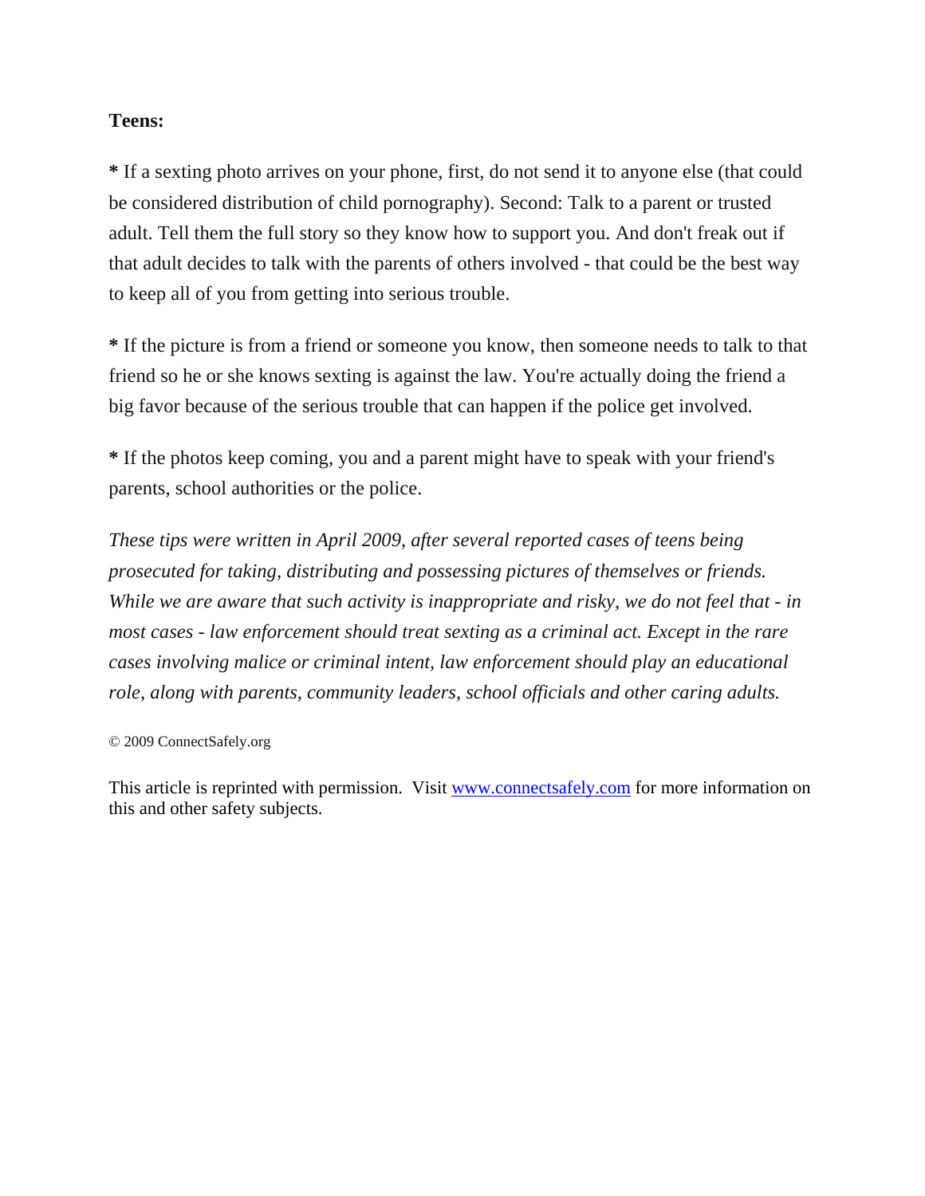**Teens:**

**\*** If a sexting photo arrives on your phone, first, do not send it to anyone else (that could be considered distribution of child pornography). Second: Talk to a parent or trusted adult. Tell them the full story so they know how to support you. And don't freak out if that adult decides to talk with the parents of others involved - that could be the best way to keep all of you from getting into serious trouble.

**\*** If the picture is from a friend or someone you know, then someone needs to talk to that friend so he or she knows sexting is against the law. You're actually doing the friend a big favor because of the serious trouble that can happen if the police get involved.

**\*** If the photos keep coming, you and a parent might have to speak with your friend's parents, school authorities or the police.

*These tips were written in April 2009, after several reported cases of teens being prosecuted for taking, distributing and possessing pictures of themselves or friends. While we are aware that such activity is inappropriate and risky, we do not feel that - in most cases - law enforcement should treat sexting as a criminal act. Except in the rare cases involving malice or criminal intent, law enforcement should play an educational role, along with parents, community leaders, school officials and other caring adults.*

© 2009 ConnectSafely.org

This article is reprinted with permission. Visit [www.connectsafely.com](www.connectsafely.com) for more information on this and other safety subjects.